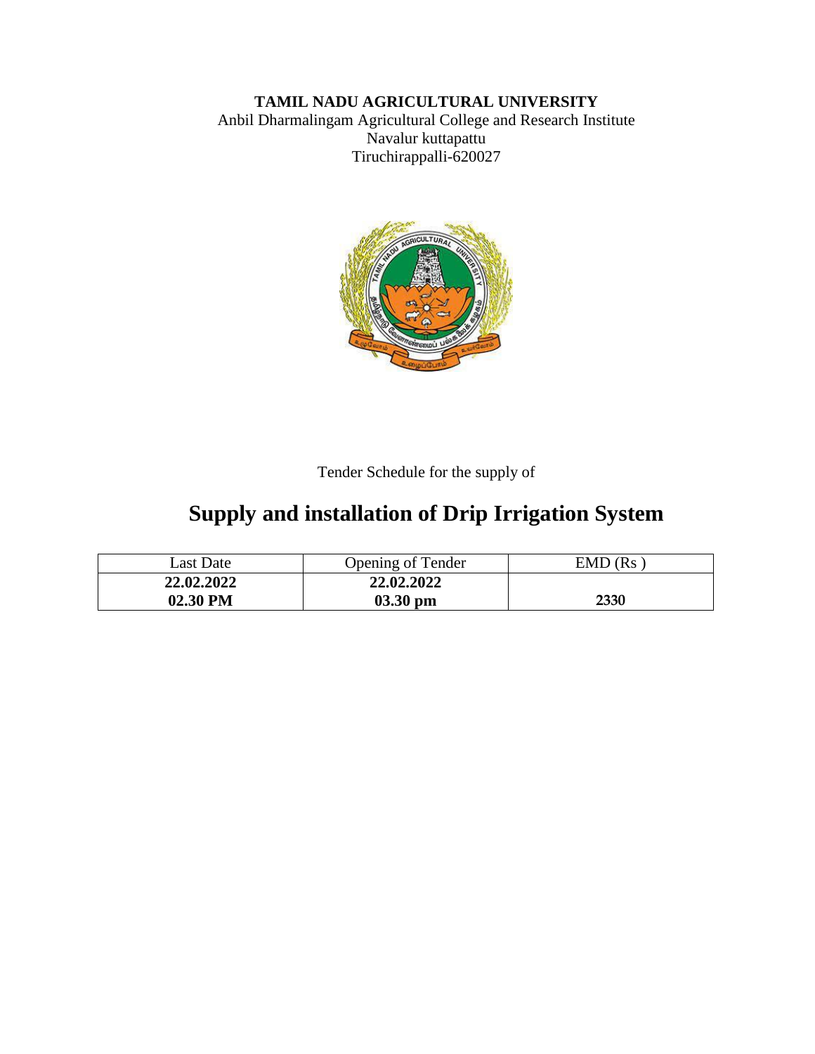**TAMIL NADU AGRICULTURAL UNIVERSITY**
Anbil Dharmalingam Agricultural College and Research Institute
Navalur kuttapattu
Tiruchirappalli-620027

Tender Schedule for the supply of

# Supply and installation of Drip Irrigation System

| Last Date | Opening of Tender | EMD (Rs ) |
|---|---|---|
| **22.02.2022**<br>**02.30 PM** | **22.02.2022**<br>**03.30 pm** | **2330** |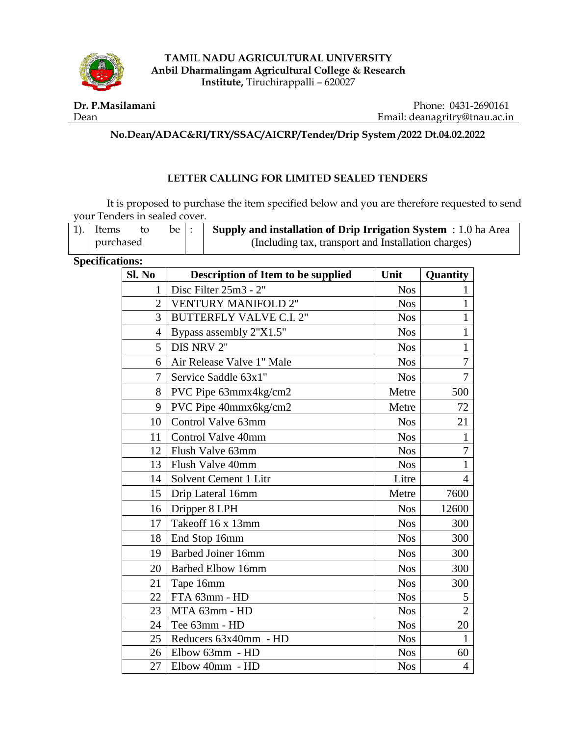**TAMIL NADU AGRICULTURAL UNIVERSITY**
**Anbil Dharmalingam Agricultural College & Research Institute,** Tiruchirappalli – 620027

**Dr. P.Masilamani**
Dean

Phone: 0431-2690161
Email: deanagritry@tnau.ac.in

**No.Dean/ADAC&RI/TRY/SSAC/AICRP/Tender/Drip System /2022 Dt.04.02.2022**

## LETTER CALLING FOR LIMITED SEALED TENDERS

It is proposed to purchase the item specified below and you are therefore requested to send your Tenders in sealed cover.

| 1). | Items to be purchased | : | **Supply and installation of Drip Irrigation System** : 1.0 ha Area (Including tax, transport and Installation charges) |
|---|---|---|---|

**Specifications:**

| Sl. No | Description of Item to be supplied | Unit | Quantity |
|---|---|---|---|
| 1 | Disc Filter 25m3 - 2" | Nos | 1 |
| 2 | VENTURY MANIFOLD 2" | Nos | 1 |
| 3 | BUTTERFLY VALVE C.I. 2" | Nos | 1 |
| 4 | Bypass assembly 2"X1.5" | Nos | 1 |
| 5 | DIS NRV 2" | Nos | 1 |
| 6 | Air Release Valve 1" Male | Nos | 7 |
| 7 | Service Saddle 63x1" | Nos | 7 |
| 8 | PVC Pipe 63mmx4kg/cm2 | Metre | 500 |
| 9 | PVC Pipe 40mmx6kg/cm2 | Metre | 72 |
| 10 | Control Valve 63mm | Nos | 21 |
| 11 | Control Valve 40mm | Nos | 1 |
| 12 | Flush Valve 63mm | Nos | 7 |
| 13 | Flush Valve 40mm | Nos | 1 |
| 14 | Solvent Cement 1 Litr | Litre | 4 |
| 15 | Drip Lateral 16mm | Metre | 7600 |
| 16 | Dripper 8 LPH | Nos | 12600 |
| 17 | Takeoff 16 x 13mm | Nos | 300 |
| 18 | End Stop 16mm | Nos | 300 |
| 19 | Barbed Joiner 16mm | Nos | 300 |
| 20 | Barbed Elbow 16mm | Nos | 300 |
| 21 | Tape 16mm | Nos | 300 |
| 22 | FTA 63mm - HD | Nos | 5 |
| 23 | MTA 63mm - HD | Nos | 2 |
| 24 | Tee 63mm - HD | Nos | 20 |
| 25 | Reducers 63x40mm - HD | Nos | 1 |
| 26 | Elbow 63mm - HD | Nos | 60 |
| 27 | Elbow 40mm - HD | Nos | 4 |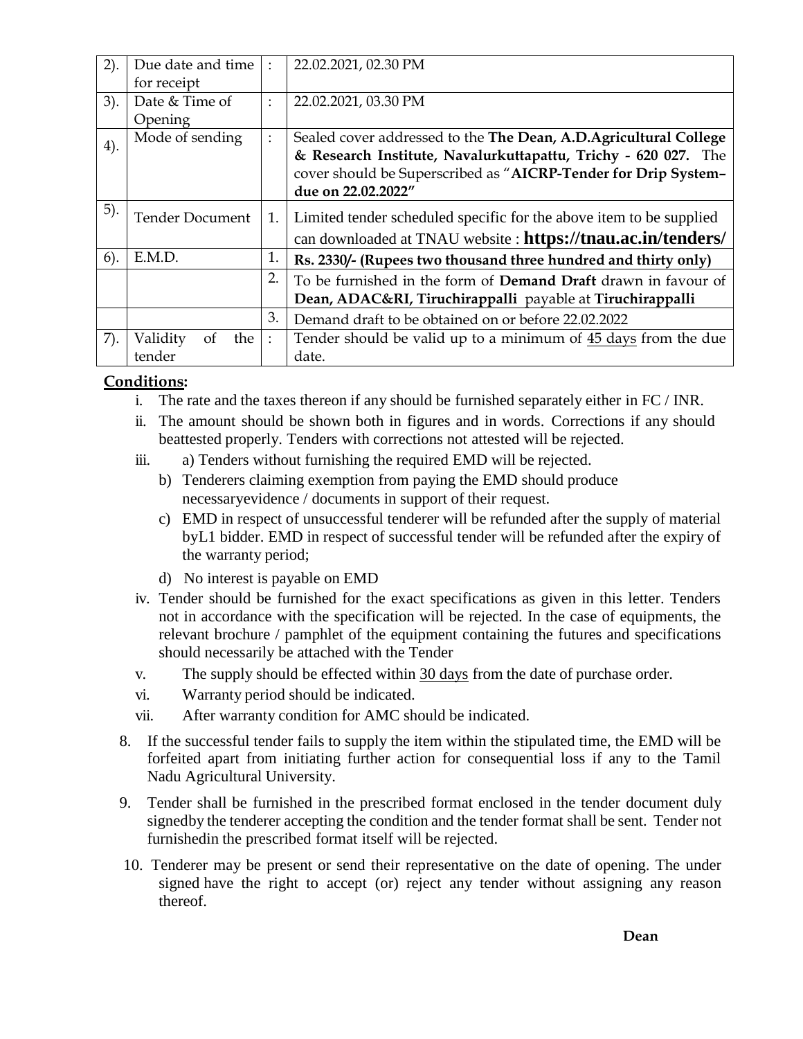| 2). | Due date and time for receipt | : | 22.02.2021, 02.30 PM |
|---|---|---|---|
| 3). | Date & Time of Opening | : | 22.02.2021, 03.30 PM |
| 4). | Mode of sending | : | Sealed cover addressed to the **The Dean, A.D.Agricultural College & Research Institute, Navalurkuttapattu, Trichy - 620 027.** The cover should be Superscribed as "**AICRP-Tender for Drip System– due on 22.02.2022"** |
| 5). | Tender Document | 1. | Limited tender scheduled specific for the above item to be supplied can downloaded at TNAU website : **https://tnau.ac.in/tenders/** |
| 6). | E.M.D. | 1. | **Rs. 2330/- (Rupees two thousand three hundred and thirty only)** |
| | | 2. | To be furnished in the form of **Demand Draft** drawn in favour of **Dean, ADAC&RI, Tiruchirappalli** payable at **Tiruchirappalli** |
| | | 3. | Demand draft to be obtained on or before 22.02.2022 |
| 7). | Validity of the tender | : | Tender should be valid up to a minimum of 45 days from the due date. |

**Conditions:**

i. The rate and the taxes thereon if any should be furnished separately either in FC / INR.

ii. The amount should be shown both in figures and in words. Corrections if any should beattested properly. Tenders with corrections not attested will be rejected.

iii. a) Tenders without furnishing the required EMD will be rejected.

  b) Tenderers claiming exemption from paying the EMD should produce necessaryevidence / documents in support of their request.

  c) EMD in respect of unsuccessful tenderer will be refunded after the supply of material byL1 bidder. EMD in respect of successful tender will be refunded after the expiry of the warranty period;

  d) No interest is payable on EMD

iv. Tender should be furnished for the exact specifications as given in this letter. Tenders not in accordance with the specification will be rejected. In the case of equipments, the relevant brochure / pamphlet of the equipment containing the futures and specifications should necessarily be attached with the Tender

v. The supply should be effected within 30 days from the date of purchase order.

vi. Warranty period should be indicated.

vii. After warranty condition for AMC should be indicated.

8. If the successful tender fails to supply the item within the stipulated time, the EMD will be forfeited apart from initiating further action for consequential loss if any to the Tamil Nadu Agricultural University.

9. Tender shall be furnished in the prescribed format enclosed in the tender document duly signedby the tenderer accepting the condition and the tender format shall be sent. Tender not furnishedin the prescribed format itself will be rejected.

10. Tenderer may be present or send their representative on the date of opening. The under signed have the right to accept (or) reject any tender without assigning any reason thereof.

**Dean**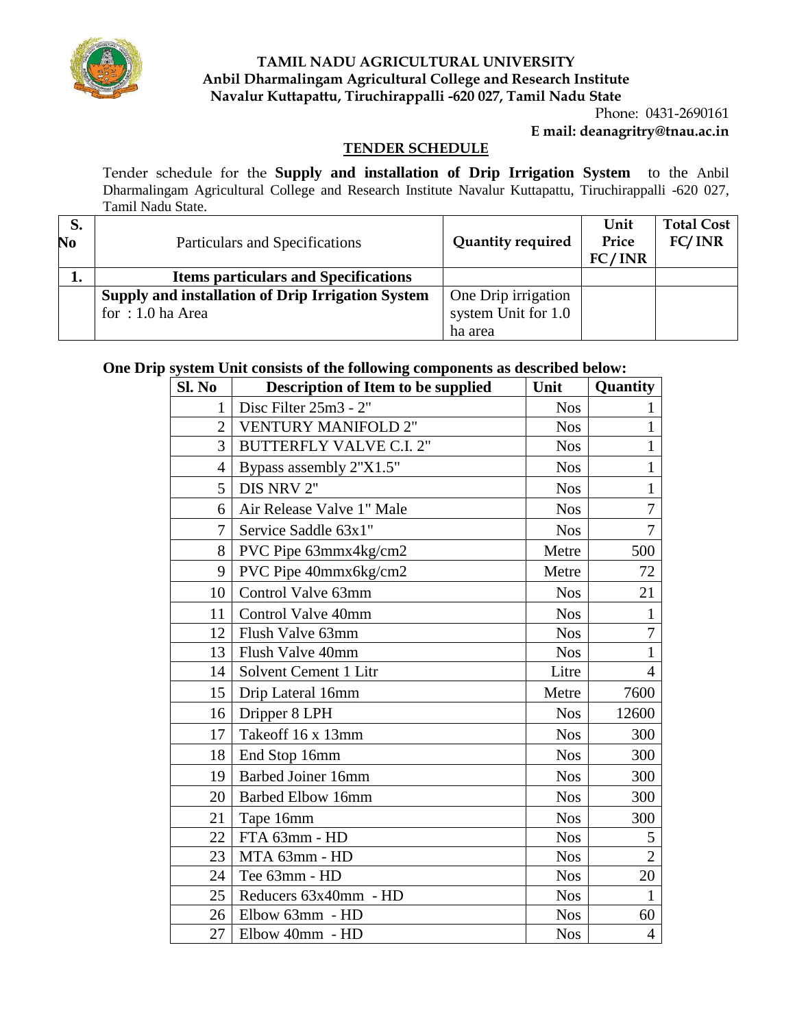**TAMIL NADU AGRICULTURAL UNIVERSITY**
**Anbil Dharmalingam Agricultural College and Research Institute**
**Navalur Kuttapattu, Tiruchirappalli -620 027, Tamil Nadu State**

Phone: 0431-2690161
**E mail: deanagritry@tnau.ac.in**

## TENDER SCHEDULE

Tender schedule for the **Supply and installation of Drip Irrigation System** to the Anbil Dharmalingam Agricultural College and Research Institute Navalur Kuttapattu, Tiruchirappalli -620 027, Tamil Nadu State.

| S. No | Particulars and Specifications | Quantity required | Unit Price FC/INR | Total Cost FC/INR |
|---|---|---|---|---|
| **1.** | **Items particulars and Specifications** | | | |
| | **Supply and installation of Drip Irrigation System** for : 1.0 ha Area | One Drip irrigation system Unit for 1.0 ha area | | |

**One Drip system Unit consists of the following components as described below:**

| Sl. No | Description of Item to be supplied | Unit | Quantity |
|---|---|---|---|
| 1 | Disc Filter 25m3 - 2" | Nos | 1 |
| 2 | VENTURY MANIFOLD 2" | Nos | 1 |
| 3 | BUTTERFLY VALVE C.I. 2" | Nos | 1 |
| 4 | Bypass assembly 2"X1.5" | Nos | 1 |
| 5 | DIS NRV 2" | Nos | 1 |
| 6 | Air Release Valve 1" Male | Nos | 7 |
| 7 | Service Saddle 63x1" | Nos | 7 |
| 8 | PVC Pipe 63mmx4kg/cm2 | Metre | 500 |
| 9 | PVC Pipe 40mmx6kg/cm2 | Metre | 72 |
| 10 | Control Valve 63mm | Nos | 21 |
| 11 | Control Valve 40mm | Nos | 1 |
| 12 | Flush Valve 63mm | Nos | 7 |
| 13 | Flush Valve 40mm | Nos | 1 |
| 14 | Solvent Cement 1 Litr | Litre | 4 |
| 15 | Drip Lateral 16mm | Metre | 7600 |
| 16 | Dripper 8 LPH | Nos | 12600 |
| 17 | Takeoff 16 x 13mm | Nos | 300 |
| 18 | End Stop 16mm | Nos | 300 |
| 19 | Barbed Joiner 16mm | Nos | 300 |
| 20 | Barbed Elbow 16mm | Nos | 300 |
| 21 | Tape 16mm | Nos | 300 |
| 22 | FTA 63mm - HD | Nos | 5 |
| 23 | MTA 63mm - HD | Nos | 2 |
| 24 | Tee 63mm - HD | Nos | 20 |
| 25 | Reducers 63x40mm - HD | Nos | 1 |
| 26 | Elbow 63mm - HD | Nos | 60 |
| 27 | Elbow 40mm - HD | Nos | 4 |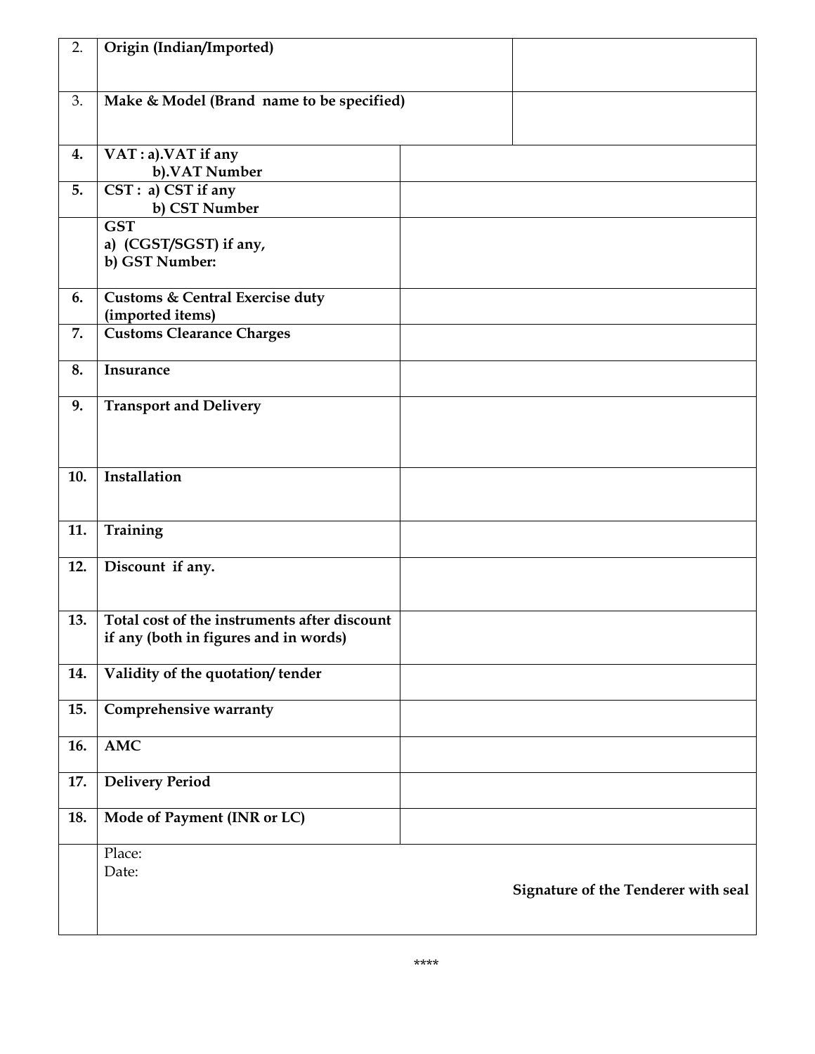| | | |
|---|---|---|
| 2. | **Origin (Indian/Imported)** | |
| 3. | **Make & Model (Brand name to be specified)** | |
| **4.** | **VAT : a).VAT if any**<br>**b).VAT Number** | |
| **5.** | **CST : a) CST if any**<br>**b) CST Number** | |
| | **GST**<br>**a) (CGST/SGST) if any,**<br>**b) GST Number:** | |
| **6.** | **Customs & Central Exercise duty (imported items)** | |
| **7.** | **Customs Clearance Charges** | |
| **8.** | **Insurance** | |
| **9.** | **Transport and Delivery** | |
| **10.** | **Installation** | |
| **11.** | **Training** | |
| **12.** | **Discount if any.** | |
| **13.** | **Total cost of the instruments after discount if any (both in figures and in words)** | |
| **14.** | **Validity of the quotation/ tender** | |
| **15.** | **Comprehensive warranty** | |
| **16.** | **AMC** | |
| **17.** | **Delivery Period** | |
| **18.** | **Mode of Payment (INR or LC)** | |
| | Place:<br>Date:<br>**Signature of the Tenderer with seal** | |

****